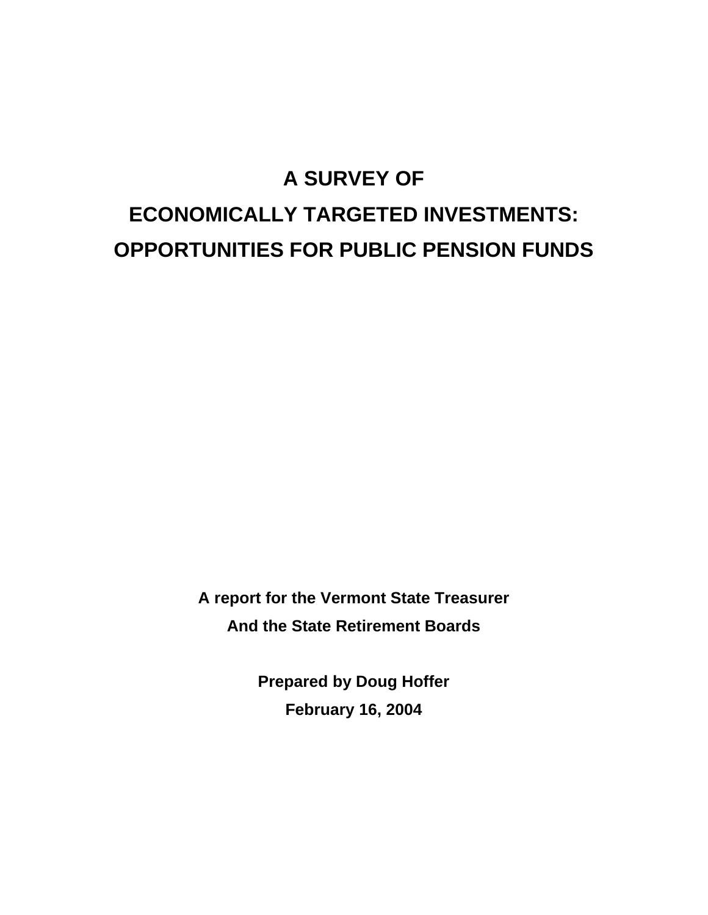# A SURVEY OF
# ECONOMICALLY TARGETED INVESTMENTS:
# OPPORTUNITIES FOR PUBLIC PENSION FUNDS

**A report for the Vermont State Treasurer**

**And the State Retirement Boards**

**Prepared by Doug Hoffer**

**February 16, 2004**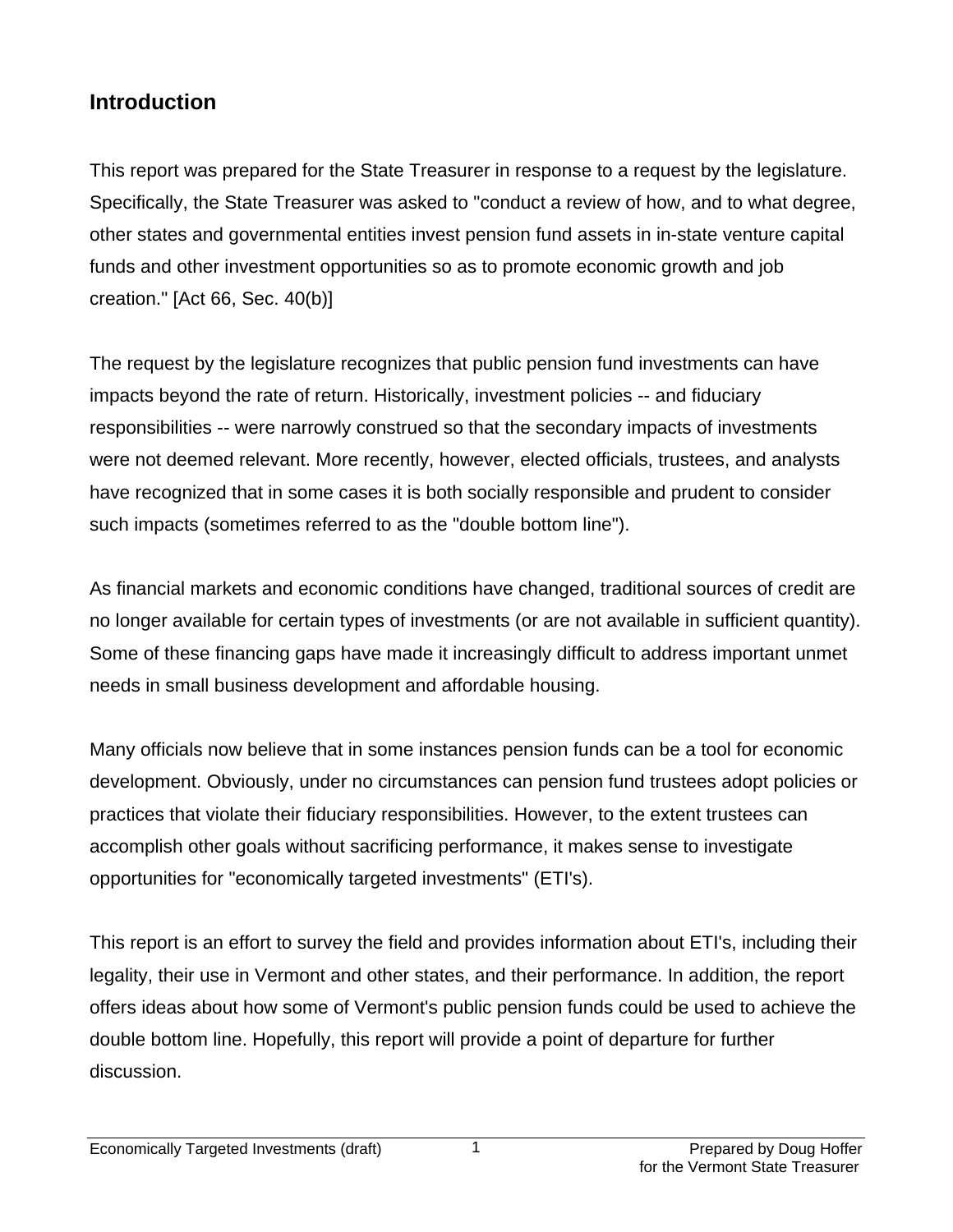## Introduction

This report was prepared for the State Treasurer in response to a request by the legislature. Specifically, the State Treasurer was asked to "conduct a review of how, and to what degree, other states and governmental entities invest pension fund assets in in-state venture capital funds and other investment opportunities so as to promote economic growth and job creation." [Act 66, Sec. 40(b)]

The request by the legislature recognizes that public pension fund investments can have impacts beyond the rate of return. Historically, investment policies -- and fiduciary responsibilities -- were narrowly construed so that the secondary impacts of investments were not deemed relevant. More recently, however, elected officials, trustees, and analysts have recognized that in some cases it is both socially responsible and prudent to consider such impacts (sometimes referred to as the "double bottom line").

As financial markets and economic conditions have changed, traditional sources of credit are no longer available for certain types of investments (or are not available in sufficient quantity). Some of these financing gaps have made it increasingly difficult to address important unmet needs in small business development and affordable housing.

Many officials now believe that in some instances pension funds can be a tool for economic development. Obviously, under no circumstances can pension fund trustees adopt policies or practices that violate their fiduciary responsibilities. However, to the extent trustees can accomplish other goals without sacrificing performance, it makes sense to investigate opportunities for "economically targeted investments" (ETI's).

This report is an effort to survey the field and provides information about ETI's, including their legality, their use in Vermont and other states, and their performance. In addition, the report offers ideas about how some of Vermont's public pension funds could be used to achieve the double bottom line. Hopefully, this report will provide a point of departure for further discussion.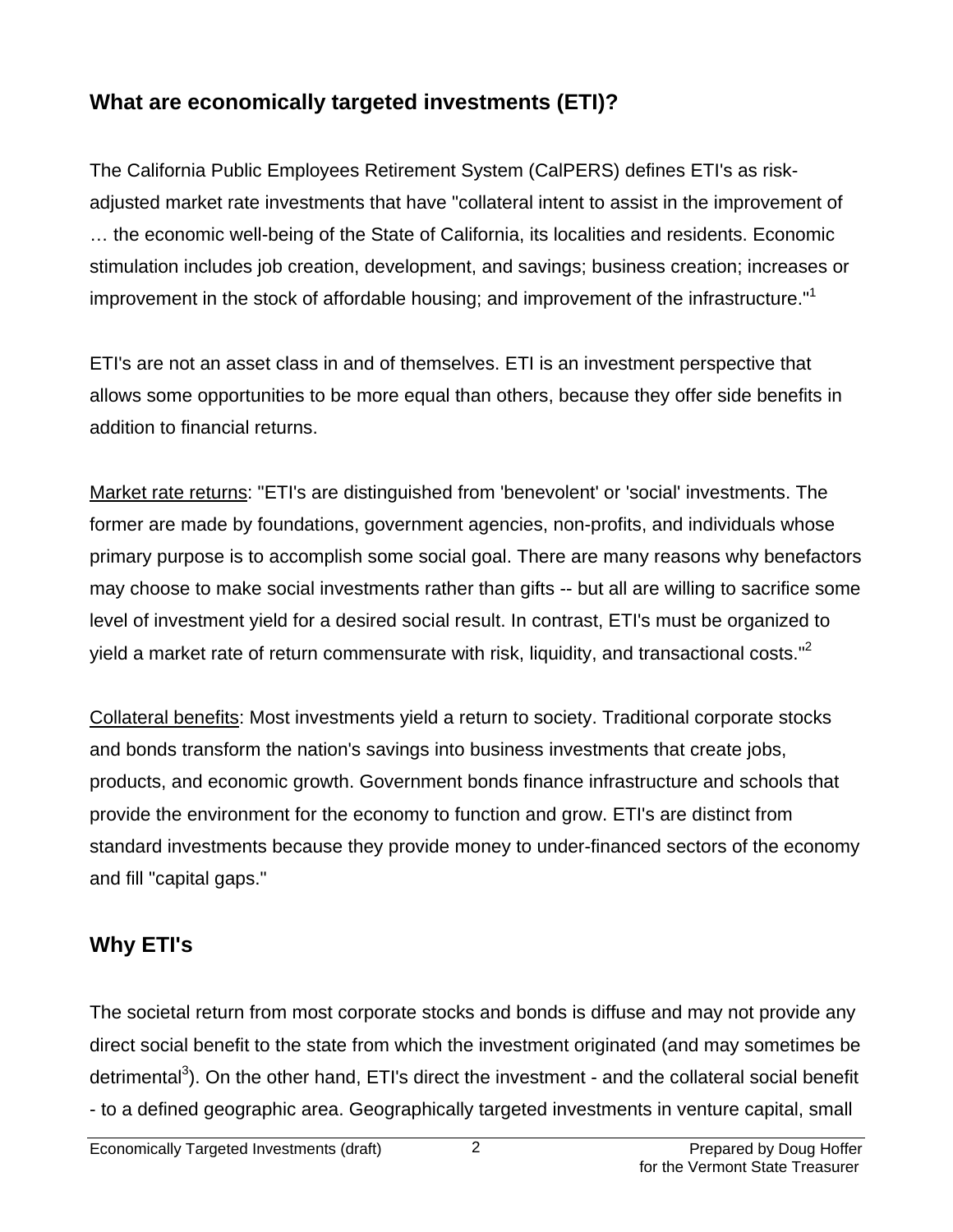## What are economically targeted investments (ETI)?

The California Public Employees Retirement System (CalPERS) defines ETI's as risk-adjusted market rate investments that have "collateral intent to assist in the improvement of … the economic well-being of the State of California, its localities and residents. Economic stimulation includes job creation, development, and savings; business creation; increases or improvement in the stock of affordable housing; and improvement of the infrastructure."[1]

ETI's are not an asset class in and of themselves. ETI is an investment perspective that allows some opportunities to be more equal than others, because they offer side benefits in addition to financial returns.

<u>Market rate returns</u>: "ETI's are distinguished from 'benevolent' or 'social' investments. The former are made by foundations, government agencies, non-profits, and individuals whose primary purpose is to accomplish some social goal. There are many reasons why benefactors may choose to make social investments rather than gifts -- but all are willing to sacrifice some level of investment yield for a desired social result. In contrast, ETI's must be organized to yield a market rate of return commensurate with risk, liquidity, and transactional costs."[2]

<u>Collateral benefits</u>: Most investments yield a return to society. Traditional corporate stocks and bonds transform the nation's savings into business investments that create jobs, products, and economic growth. Government bonds finance infrastructure and schools that provide the environment for the economy to function and grow. ETI's are distinct from standard investments because they provide money to under-financed sectors of the economy and fill "capital gaps."

## Why ETI's

The societal return from most corporate stocks and bonds is diffuse and may not provide any direct social benefit to the state from which the investment originated (and may sometimes be detrimental[3]). On the other hand, ETI's direct the investment - and the collateral social benefit - to a defined geographic area. Geographically targeted investments in venture capital, small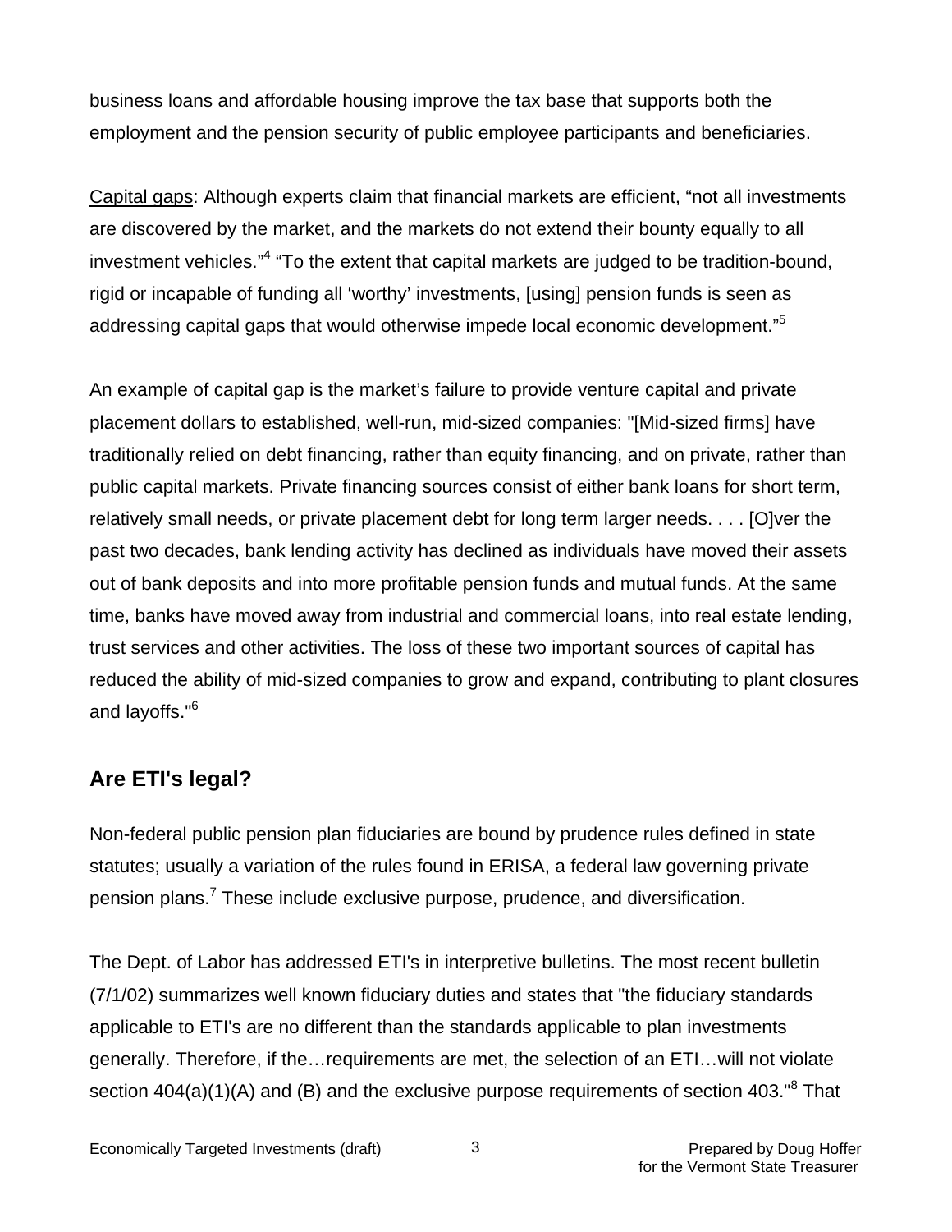business loans and affordable housing improve the tax base that supports both the employment and the pension security of public employee participants and beneficiaries.

Capital gaps: Although experts claim that financial markets are efficient, “not all investments are discovered by the market, and the markets do not extend their bounty equally to all investment vehicles.”[4] “To the extent that capital markets are judged to be tradition-bound, rigid or incapable of funding all ‘worthy’ investments, [using] pension funds is seen as addressing capital gaps that would otherwise impede local economic development.”[5]

An example of capital gap is the market’s failure to provide venture capital and private placement dollars to established, well-run, mid-sized companies: "[Mid-sized firms] have traditionally relied on debt financing, rather than equity financing, and on private, rather than public capital markets. Private financing sources consist of either bank loans for short term, relatively small needs, or private placement debt for long term larger needs. . . . [O]ver the past two decades, bank lending activity has declined as individuals have moved their assets out of bank deposits and into more profitable pension funds and mutual funds. At the same time, banks have moved away from industrial and commercial loans, into real estate lending, trust services and other activities. The loss of these two important sources of capital has reduced the ability of mid-sized companies to grow and expand, contributing to plant closures and layoffs."[6]

## Are ETI's legal?

Non-federal public pension plan fiduciaries are bound by prudence rules defined in state statutes; usually a variation of the rules found in ERISA, a federal law governing private pension plans.[7] These include exclusive purpose, prudence, and diversification.

The Dept. of Labor has addressed ETI's in interpretive bulletins. The most recent bulletin (7/1/02) summarizes well known fiduciary duties and states that "the fiduciary standards applicable to ETI's are no different than the standards applicable to plan investments generally. Therefore, if the…requirements are met, the selection of an ETI…will not violate section 404(a)(1)(A) and (B) and the exclusive purpose requirements of section 403."[8] That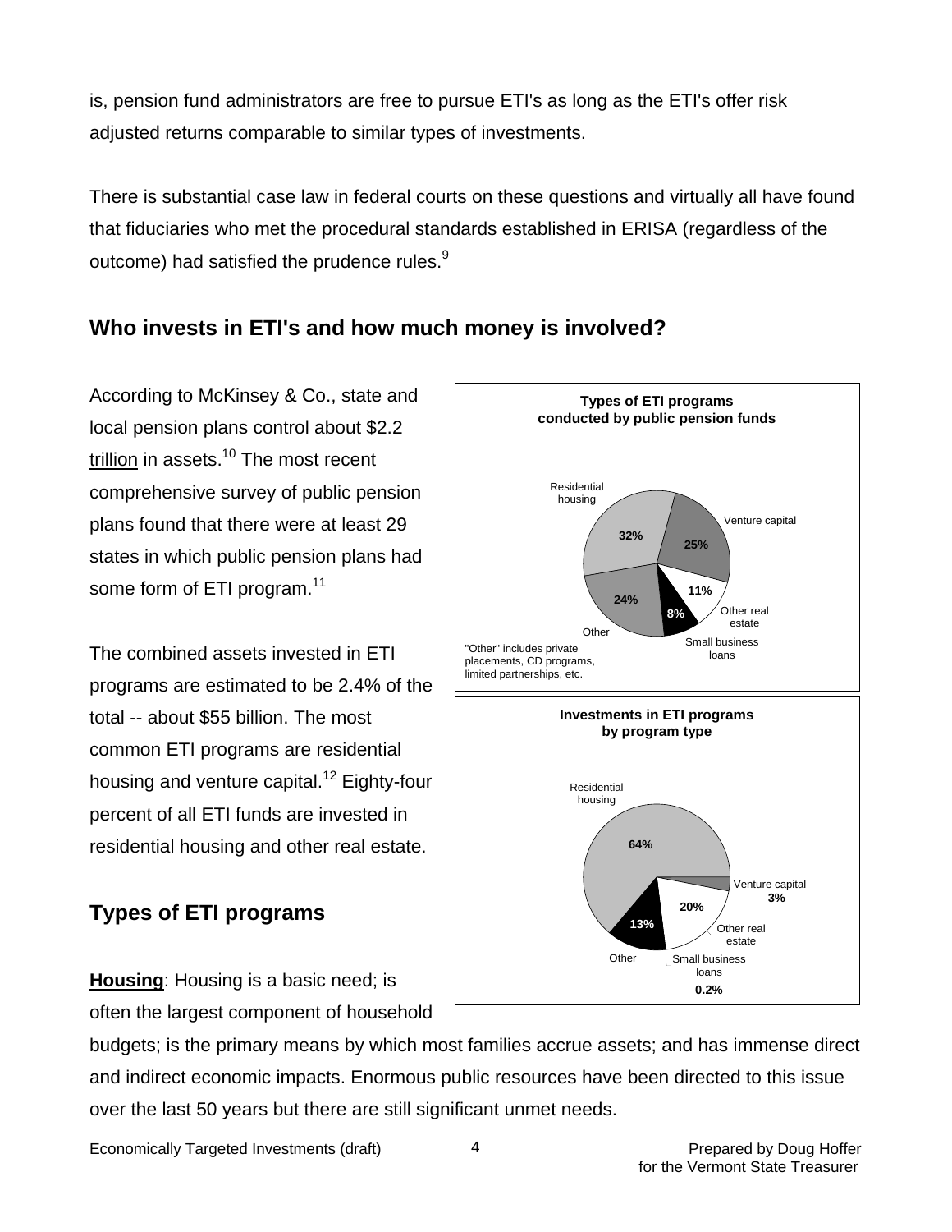is, pension fund administrators are free to pursue ETI's as long as the ETI's offer risk adjusted returns comparable to similar types of investments.

There is substantial case law in federal courts on these questions and virtually all have found that fiduciaries who met the procedural standards established in ERISA (regardless of the outcome) had satisfied the prudence rules.[9]

## Who invests in ETI's and how much money is involved?

According to McKinsey & Co., state and local pension plans control about $2.2 trillion in assets.[10] The most recent comprehensive survey of public pension plans found that there were at least 29 states in which public pension plans had some form of ETI program.[11]

**Types of ETI programs conducted by public pension funds**

| Program type | Share |
|---|---|
| Residential housing | 32% |
| Venture capital | 25% |
| Other real estate | 11% |
| Small business loans | 8% |
| Other | 24% |

"Other" includes private placements, CD programs, limited partnerships, etc.

**Investments in ETI programs by program type**

| Program type | Share |
|---|---|
| Residential housing | 64% |
| Venture capital | 3% |
| Other real estate | 20% |
| Small business loans | 0.2% |
| Other | 13% |

The combined assets invested in ETI programs are estimated to be 2.4% of the total -- about $55 billion. The most common ETI programs are residential housing and venture capital.[12] Eighty-four percent of all ETI funds are invested in residential housing and other real estate.

## Types of ETI programs

**Housing**: Housing is a basic need; is often the largest component of household budgets; is the primary means by which most families accrue assets; and has immense direct and indirect economic impacts. Enormous public resources have been directed to this issue over the last 50 years but there are still significant unmet needs.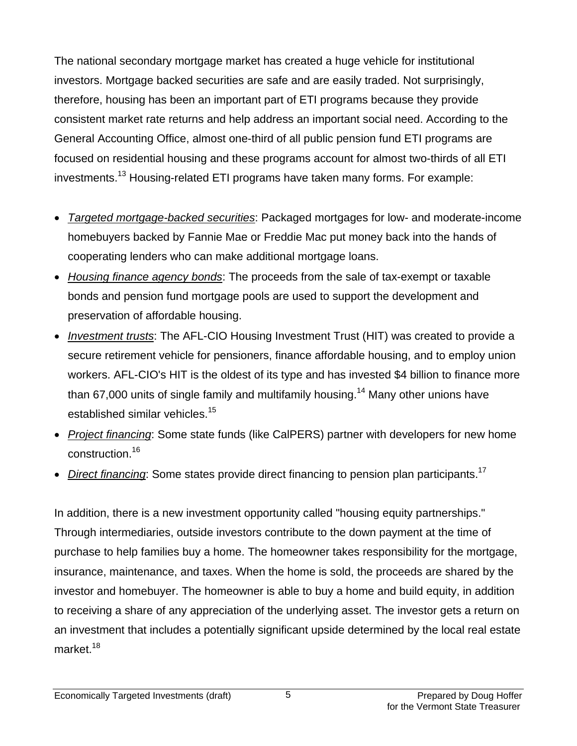The national secondary mortgage market has created a huge vehicle for institutional investors. Mortgage backed securities are safe and are easily traded. Not surprisingly, therefore, housing has been an important part of ETI programs because they provide consistent market rate returns and help address an important social need. According to the General Accounting Office, almost one-third of all public pension fund ETI programs are focused on residential housing and these programs account for almost two-thirds of all ETI investments.[13] Housing-related ETI programs have taken many forms. For example:

- *Targeted mortgage-backed securities*: Packaged mortgages for low- and moderate-income homebuyers backed by Fannie Mae or Freddie Mac put money back into the hands of cooperating lenders who can make additional mortgage loans.
- *Housing finance agency bonds*: The proceeds from the sale of tax-exempt or taxable bonds and pension fund mortgage pools are used to support the development and preservation of affordable housing.
- *Investment trusts*: The AFL-CIO Housing Investment Trust (HIT) was created to provide a secure retirement vehicle for pensioners, finance affordable housing, and to employ union workers. AFL-CIO's HIT is the oldest of its type and has invested $4 billion to finance more than 67,000 units of single family and multifamily housing.[14] Many other unions have established similar vehicles.[15]
- *Project financing*: Some state funds (like CalPERS) partner with developers for new home construction.[16]
- *Direct financing*: Some states provide direct financing to pension plan participants.[17]

In addition, there is a new investment opportunity called "housing equity partnerships." Through intermediaries, outside investors contribute to the down payment at the time of purchase to help families buy a home. The homeowner takes responsibility for the mortgage, insurance, maintenance, and taxes. When the home is sold, the proceeds are shared by the investor and homebuyer. The homeowner is able to buy a home and build equity, in addition to receiving a share of any appreciation of the underlying asset. The investor gets a return on an investment that includes a potentially significant upside determined by the local real estate market.[18]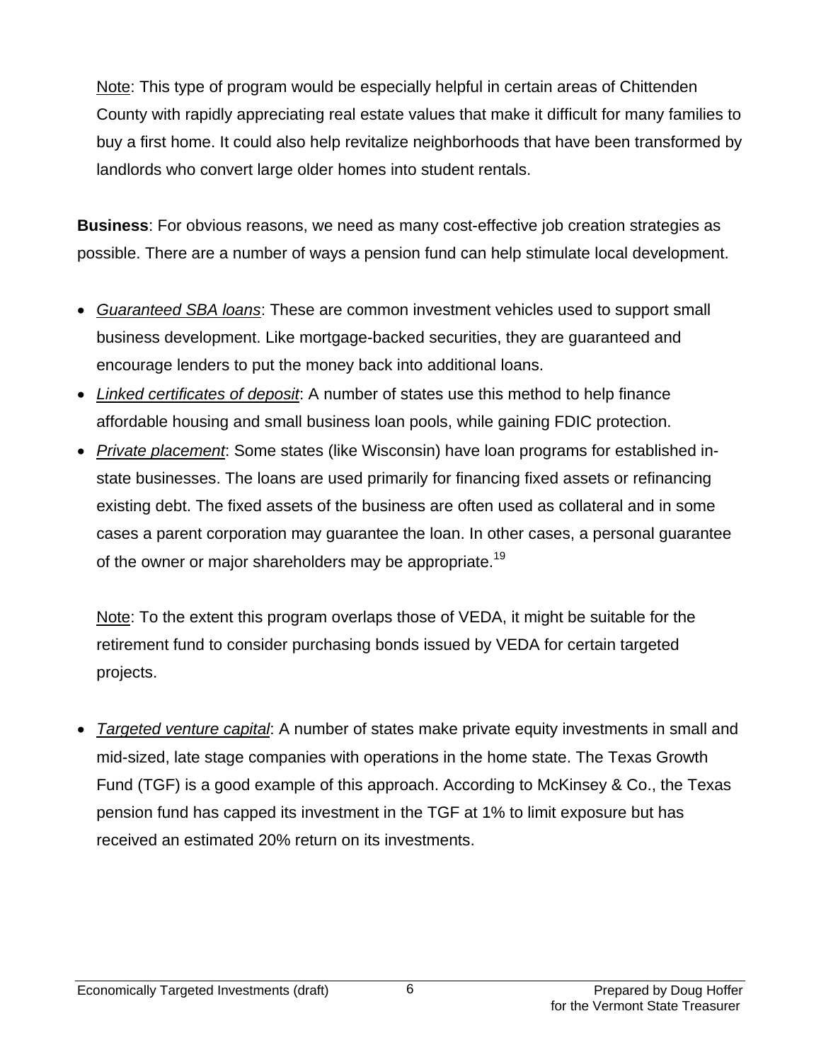Note: This type of program would be especially helpful in certain areas of Chittenden County with rapidly appreciating real estate values that make it difficult for many families to buy a first home. It could also help revitalize neighborhoods that have been transformed by landlords who convert large older homes into student rentals.

**Business**: For obvious reasons, we need as many cost-effective job creation strategies as possible. There are a number of ways a pension fund can help stimulate local development.

- *Guaranteed SBA loans*: These are common investment vehicles used to support small business development. Like mortgage-backed securities, they are guaranteed and encourage lenders to put the money back into additional loans.
- *Linked certificates of deposit*: A number of states use this method to help finance affordable housing and small business loan pools, while gaining FDIC protection.
- *Private placement*: Some states (like Wisconsin) have loan programs for established in-state businesses. The loans are used primarily for financing fixed assets or refinancing existing debt. The fixed assets of the business are often used as collateral and in some cases a parent corporation may guarantee the loan. In other cases, a personal guarantee of the owner or major shareholders may be appropriate.[19]

  Note: To the extent this program overlaps those of VEDA, it might be suitable for the retirement fund to consider purchasing bonds issued by VEDA for certain targeted projects.

- *Targeted venture capital*: A number of states make private equity investments in small and mid-sized, late stage companies with operations in the home state. The Texas Growth Fund (TGF) is a good example of this approach. According to McKinsey & Co., the Texas pension fund has capped its investment in the TGF at 1% to limit exposure but has received an estimated 20% return on its investments.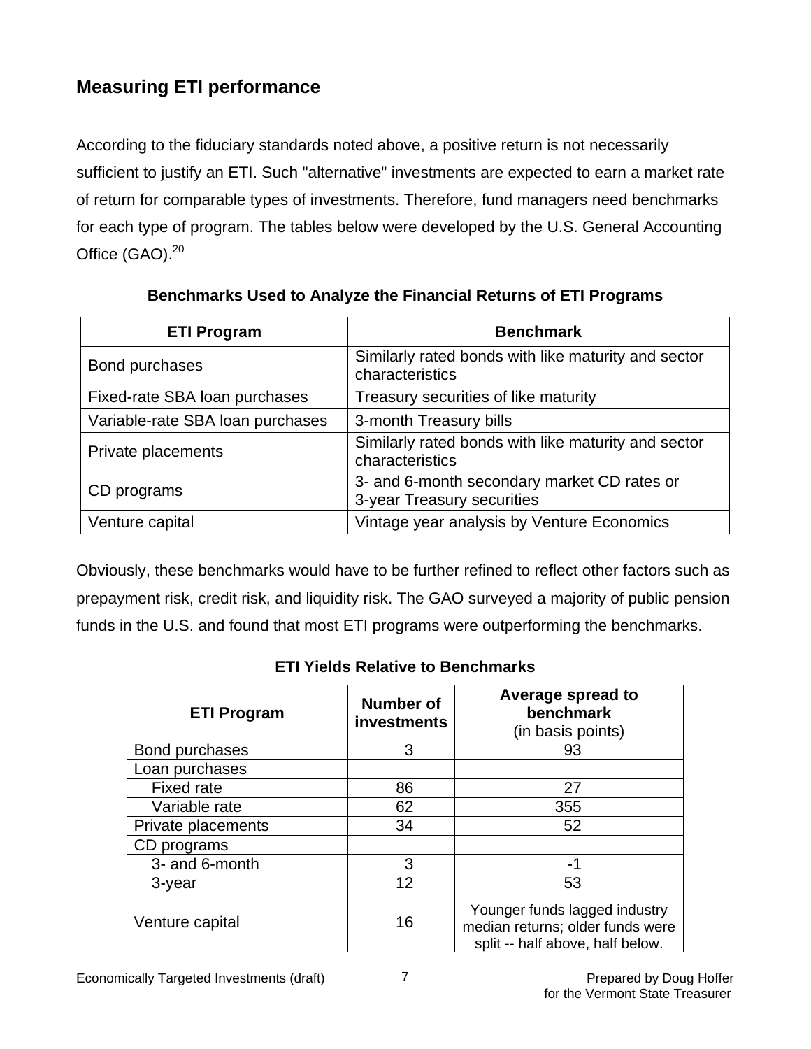## Measuring ETI performance

According to the fiduciary standards noted above, a positive return is not necessarily sufficient to justify an ETI. Such "alternative" investments are expected to earn a market rate of return for comparable types of investments. Therefore, fund managers need benchmarks for each type of program. The tables below were developed by the U.S. General Accounting Office (GAO).[20]

**Benchmarks Used to Analyze the Financial Returns of ETI Programs**

| ETI Program | Benchmark |
|---|---|
| Bond purchases | Similarly rated bonds with like maturity and sector characteristics |
| Fixed-rate SBA loan purchases | Treasury securities of like maturity |
| Variable-rate SBA loan purchases | 3-month Treasury bills |
| Private placements | Similarly rated bonds with like maturity and sector characteristics |
| CD programs | 3- and 6-month secondary market CD rates or 3-year Treasury securities |
| Venture capital | Vintage year analysis by Venture Economics |

Obviously, these benchmarks would have to be further refined to reflect other factors such as prepayment risk, credit risk, and liquidity risk. The GAO surveyed a majority of public pension funds in the U.S. and found that most ETI programs were outperforming the benchmarks.

**ETI Yields Relative to Benchmarks**

| ETI Program | Number of investments | Average spread to benchmark (in basis points) |
|---|---|---|
| Bond purchases | 3 | 93 |
| Loan purchases | | |
| Fixed rate | 86 | 27 |
| Variable rate | 62 | 355 |
| Private placements | 34 | 52 |
| CD programs | | |
| 3- and 6-month | 3 | -1 |
| 3-year | 12 | 53 |
| Venture capital | 16 | Younger funds lagged industry median returns; older funds were split -- half above, half below. |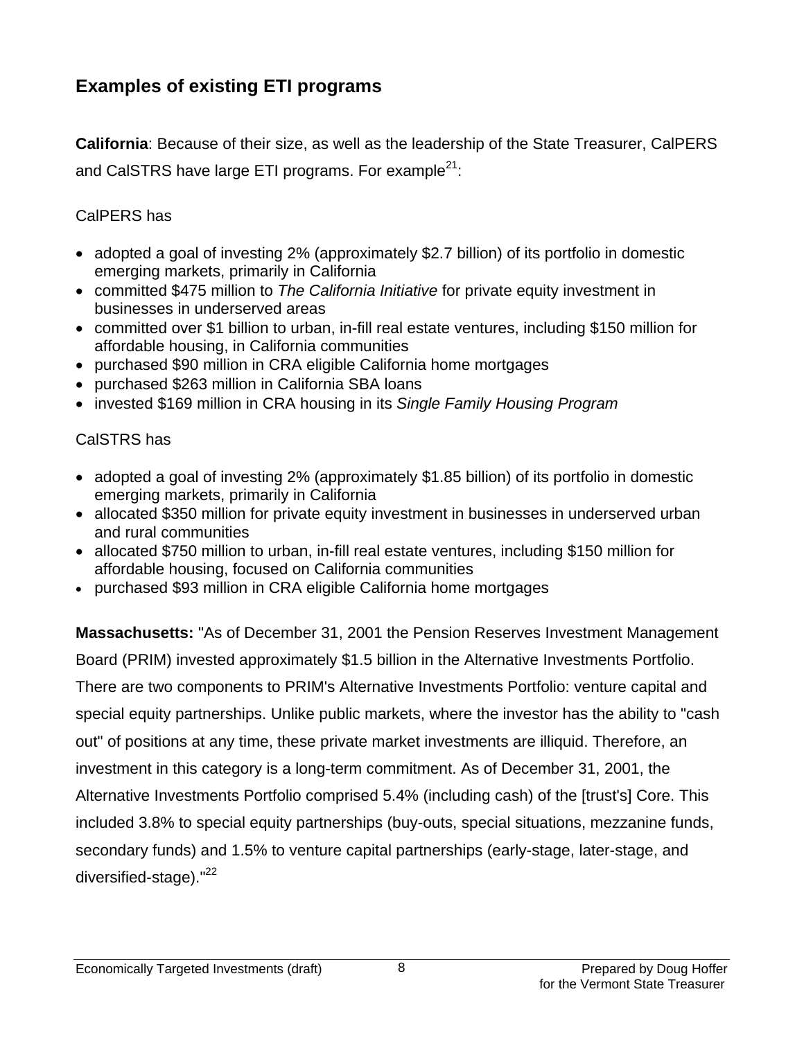## Examples of existing ETI programs

**California**: Because of their size, as well as the leadership of the State Treasurer, CalPERS and CalSTRS have large ETI programs. For example[21]:

CalPERS has

- adopted a goal of investing 2% (approximately $2.7 billion) of its portfolio in domestic emerging markets, primarily in California
- committed $475 million to *The California Initiative* for private equity investment in businesses in underserved areas
- committed over $1 billion to urban, in-fill real estate ventures, including $150 million for affordable housing, in California communities
- purchased $90 million in CRA eligible California home mortgages
- purchased $263 million in California SBA loans
- invested $169 million in CRA housing in its *Single Family Housing Program*

CalSTRS has

- adopted a goal of investing 2% (approximately $1.85 billion) of its portfolio in domestic emerging markets, primarily in California
- allocated $350 million for private equity investment in businesses in underserved urban and rural communities
- allocated $750 million to urban, in-fill real estate ventures, including $150 million for affordable housing, focused on California communities
- purchased $93 million in CRA eligible California home mortgages

**Massachusetts:** "As of December 31, 2001 the Pension Reserves Investment Management Board (PRIM) invested approximately $1.5 billion in the Alternative Investments Portfolio. There are two components to PRIM's Alternative Investments Portfolio: venture capital and special equity partnerships. Unlike public markets, where the investor has the ability to "cash out" of positions at any time, these private market investments are illiquid. Therefore, an investment in this category is a long-term commitment. As of December 31, 2001, the Alternative Investments Portfolio comprised 5.4% (including cash) of the [trust's] Core. This included 3.8% to special equity partnerships (buy-outs, special situations, mezzanine funds, secondary funds) and 1.5% to venture capital partnerships (early-stage, later-stage, and diversified-stage)."[22]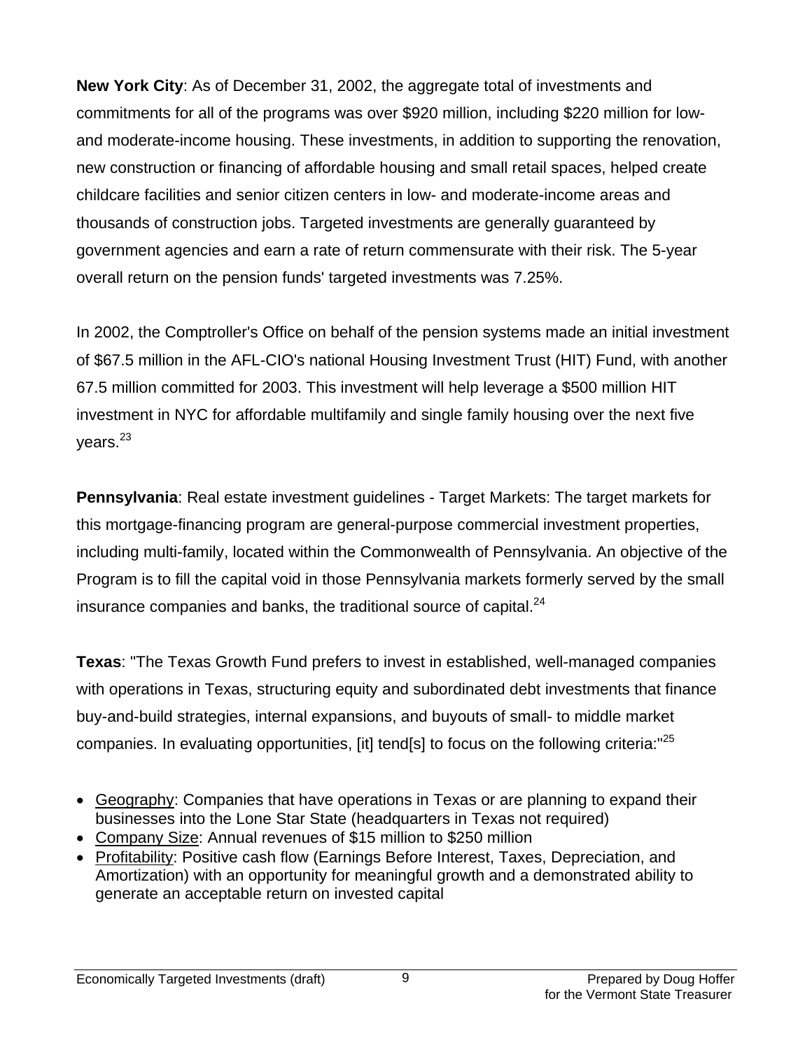**New York City**: As of December 31, 2002, the aggregate total of investments and commitments for all of the programs was over $920 million, including $220 million for low- and moderate-income housing. These investments, in addition to supporting the renovation, new construction or financing of affordable housing and small retail spaces, helped create childcare facilities and senior citizen centers in low- and moderate-income areas and thousands of construction jobs. Targeted investments are generally guaranteed by government agencies and earn a rate of return commensurate with their risk. The 5-year overall return on the pension funds' targeted investments was 7.25%.

In 2002, the Comptroller's Office on behalf of the pension systems made an initial investment of $67.5 million in the AFL-CIO's national Housing Investment Trust (HIT) Fund, with another 67.5 million committed for 2003. This investment will help leverage a $500 million HIT investment in NYC for affordable multifamily and single family housing over the next five years.[23]

**Pennsylvania**: Real estate investment guidelines - Target Markets: The target markets for this mortgage-financing program are general-purpose commercial investment properties, including multi-family, located within the Commonwealth of Pennsylvania. An objective of the Program is to fill the capital void in those Pennsylvania markets formerly served by the small insurance companies and banks, the traditional source of capital.[24]

**Texas**: "The Texas Growth Fund prefers to invest in established, well-managed companies with operations in Texas, structuring equity and subordinated debt investments that finance buy-and-build strategies, internal expansions, and buyouts of small- to middle market companies. In evaluating opportunities, [it] tend[s] to focus on the following criteria:"[25]

- Geography: Companies that have operations in Texas or are planning to expand their businesses into the Lone Star State (headquarters in Texas not required)
- Company Size: Annual revenues of $15 million to $250 million
- Profitability: Positive cash flow (Earnings Before Interest, Taxes, Depreciation, and Amortization) with an opportunity for meaningful growth and a demonstrated ability to generate an acceptable return on invested capital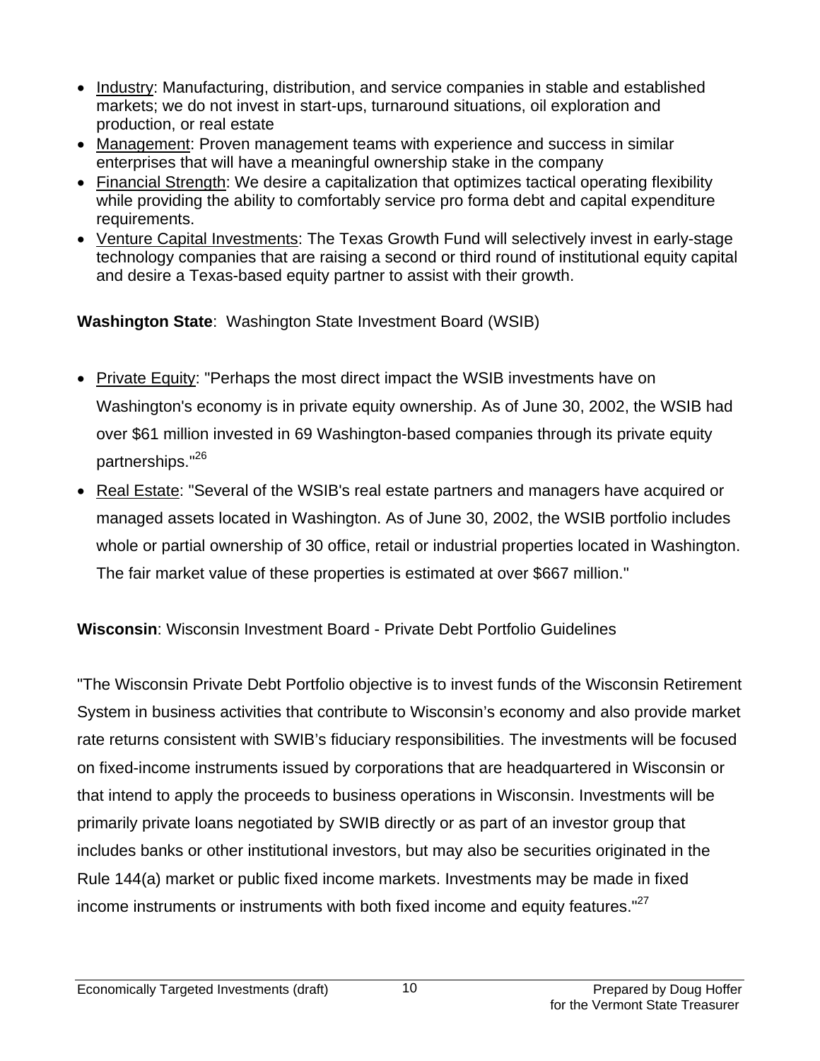- Industry: Manufacturing, distribution, and service companies in stable and established markets; we do not invest in start-ups, turnaround situations, oil exploration and production, or real estate
- Management: Proven management teams with experience and success in similar enterprises that will have a meaningful ownership stake in the company
- Financial Strength: We desire a capitalization that optimizes tactical operating flexibility while providing the ability to comfortably service pro forma debt and capital expenditure requirements.
- Venture Capital Investments: The Texas Growth Fund will selectively invest in early-stage technology companies that are raising a second or third round of institutional equity capital and desire a Texas-based equity partner to assist with their growth.

**Washington State**: Washington State Investment Board (WSIB)

- Private Equity: "Perhaps the most direct impact the WSIB investments have on Washington's economy is in private equity ownership. As of June 30, 2002, the WSIB had over $61 million invested in 69 Washington-based companies through its private equity partnerships."[26]
- Real Estate: "Several of the WSIB's real estate partners and managers have acquired or managed assets located in Washington. As of June 30, 2002, the WSIB portfolio includes whole or partial ownership of 30 office, retail or industrial properties located in Washington. The fair market value of these properties is estimated at over $667 million."

**Wisconsin**: Wisconsin Investment Board - Private Debt Portfolio Guidelines

"The Wisconsin Private Debt Portfolio objective is to invest funds of the Wisconsin Retirement System in business activities that contribute to Wisconsin's economy and also provide market rate returns consistent with SWIB's fiduciary responsibilities. The investments will be focused on fixed-income instruments issued by corporations that are headquartered in Wisconsin or that intend to apply the proceeds to business operations in Wisconsin. Investments will be primarily private loans negotiated by SWIB directly or as part of an investor group that includes banks or other institutional investors, but may also be securities originated in the Rule 144(a) market or public fixed income markets. Investments may be made in fixed income instruments or instruments with both fixed income and equity features."[27]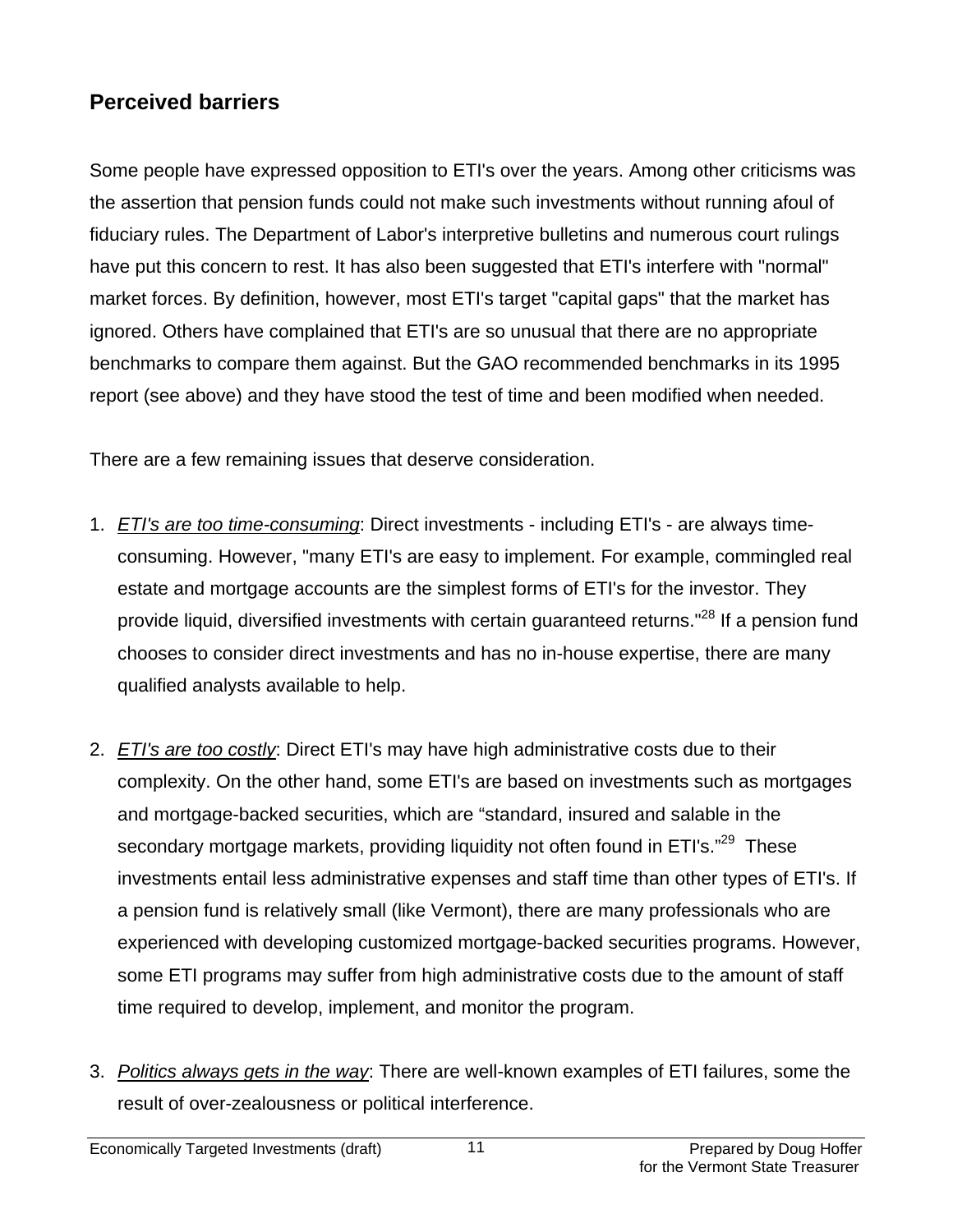## Perceived barriers

Some people have expressed opposition to ETI's over the years. Among other criticisms was the assertion that pension funds could not make such investments without running afoul of fiduciary rules. The Department of Labor's interpretive bulletins and numerous court rulings have put this concern to rest. It has also been suggested that ETI's interfere with "normal" market forces. By definition, however, most ETI's target "capital gaps" that the market has ignored. Others have complained that ETI's are so unusual that there are no appropriate benchmarks to compare them against. But the GAO recommended benchmarks in its 1995 report (see above) and they have stood the test of time and been modified when needed.

There are a few remaining issues that deserve consideration.

1. *ETI's are too time-consuming*: Direct investments - including ETI's - are always time-consuming. However, "many ETI's are easy to implement. For example, commingled real estate and mortgage accounts are the simplest forms of ETI's for the investor. They provide liquid, diversified investments with certain guaranteed returns."[28] If a pension fund chooses to consider direct investments and has no in-house expertise, there are many qualified analysts available to help.

2. *ETI's are too costly*: Direct ETI's may have high administrative costs due to their complexity. On the other hand, some ETI's are based on investments such as mortgages and mortgage-backed securities, which are "standard, insured and salable in the secondary mortgage markets, providing liquidity not often found in ETI's."[29] These investments entail less administrative expenses and staff time than other types of ETI's. If a pension fund is relatively small (like Vermont), there are many professionals who are experienced with developing customized mortgage-backed securities programs. However, some ETI programs may suffer from high administrative costs due to the amount of staff time required to develop, implement, and monitor the program.

3. *Politics always gets in the way*: There are well-known examples of ETI failures, some the result of over-zealousness or political interference.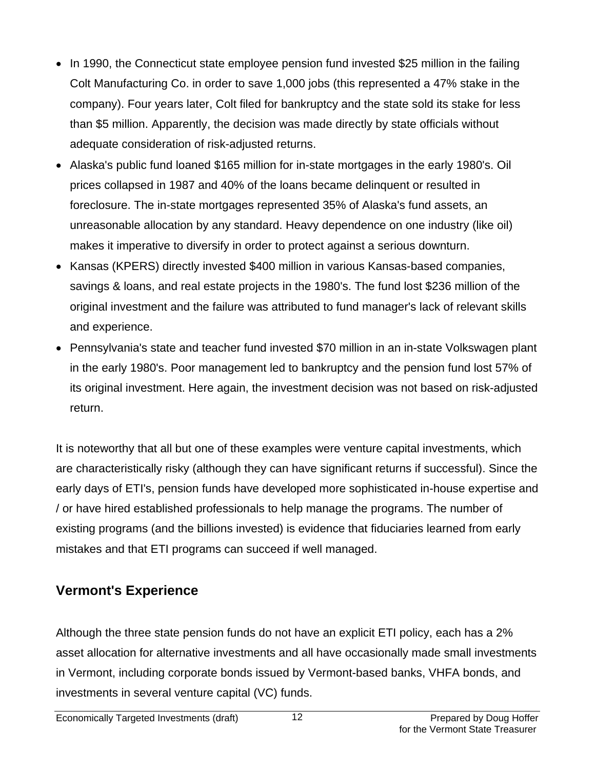- In 1990, the Connecticut state employee pension fund invested $25 million in the failing Colt Manufacturing Co. in order to save 1,000 jobs (this represented a 47% stake in the company). Four years later, Colt filed for bankruptcy and the state sold its stake for less than $5 million. Apparently, the decision was made directly by state officials without adequate consideration of risk-adjusted returns.
- Alaska's public fund loaned $165 million for in-state mortgages in the early 1980's. Oil prices collapsed in 1987 and 40% of the loans became delinquent or resulted in foreclosure. The in-state mortgages represented 35% of Alaska's fund assets, an unreasonable allocation by any standard. Heavy dependence on one industry (like oil) makes it imperative to diversify in order to protect against a serious downturn.
- Kansas (KPERS) directly invested $400 million in various Kansas-based companies, savings & loans, and real estate projects in the 1980's. The fund lost $236 million of the original investment and the failure was attributed to fund manager's lack of relevant skills and experience.
- Pennsylvania's state and teacher fund invested $70 million in an in-state Volkswagen plant in the early 1980's. Poor management led to bankruptcy and the pension fund lost 57% of its original investment. Here again, the investment decision was not based on risk-adjusted return.

It is noteworthy that all but one of these examples were venture capital investments, which are characteristically risky (although they can have significant returns if successful). Since the early days of ETI's, pension funds have developed more sophisticated in-house expertise and / or have hired established professionals to help manage the programs. The number of existing programs (and the billions invested) is evidence that fiduciaries learned from early mistakes and that ETI programs can succeed if well managed.

## Vermont's Experience

Although the three state pension funds do not have an explicit ETI policy, each has a 2% asset allocation for alternative investments and all have occasionally made small investments in Vermont, including corporate bonds issued by Vermont-based banks, VHFA bonds, and investments in several venture capital (VC) funds.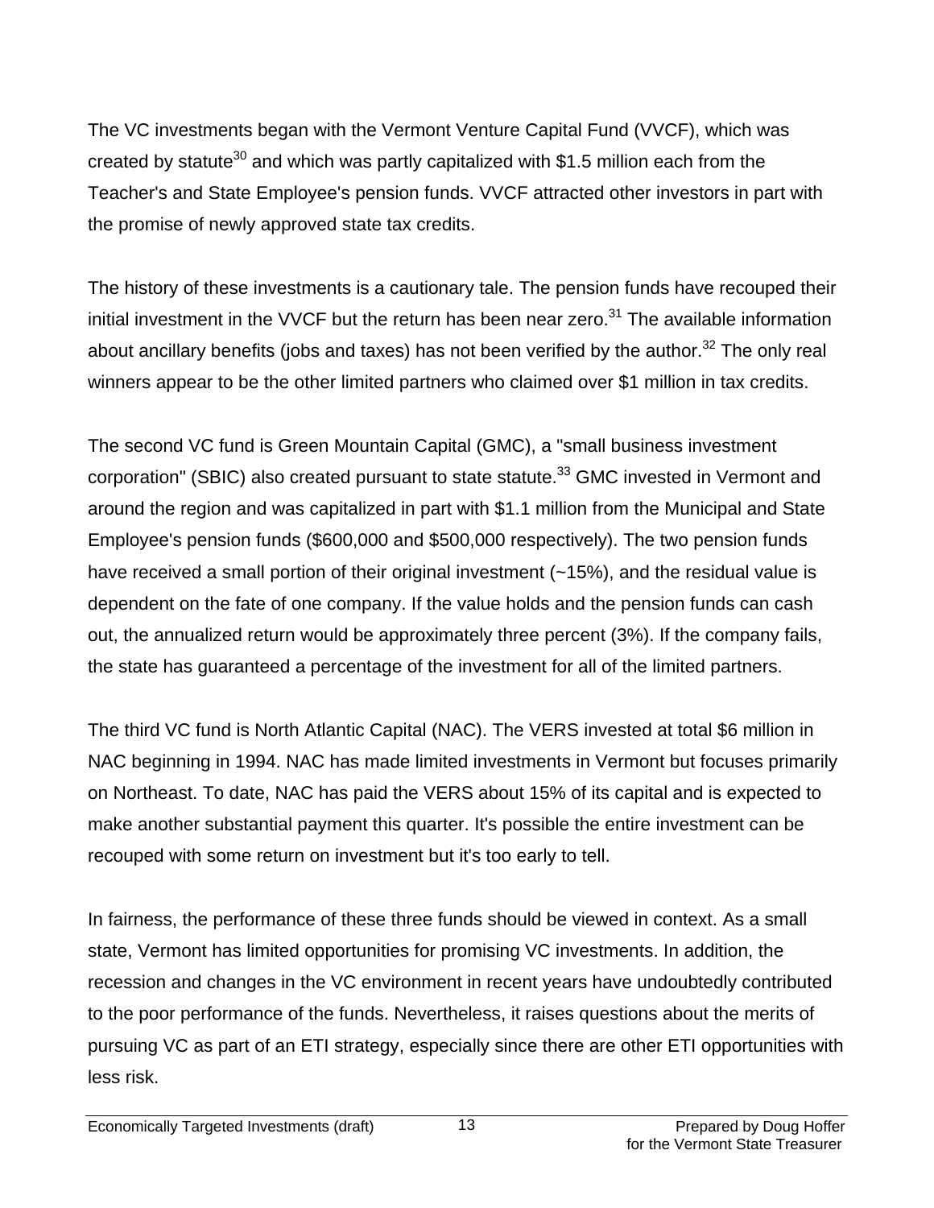The VC investments began with the Vermont Venture Capital Fund (VVCF), which was created by statute[30] and which was partly capitalized with $1.5 million each from the Teacher's and State Employee's pension funds. VVCF attracted other investors in part with the promise of newly approved state tax credits.

The history of these investments is a cautionary tale. The pension funds have recouped their initial investment in the VVCF but the return has been near zero.[31] The available information about ancillary benefits (jobs and taxes) has not been verified by the author.[32] The only real winners appear to be the other limited partners who claimed over $1 million in tax credits.

The second VC fund is Green Mountain Capital (GMC), a "small business investment corporation" (SBIC) also created pursuant to state statute.[33] GMC invested in Vermont and around the region and was capitalized in part with $1.1 million from the Municipal and State Employee's pension funds ($600,000 and $500,000 respectively). The two pension funds have received a small portion of their original investment (~15%), and the residual value is dependent on the fate of one company. If the value holds and the pension funds can cash out, the annualized return would be approximately three percent (3%). If the company fails, the state has guaranteed a percentage of the investment for all of the limited partners.

The third VC fund is North Atlantic Capital (NAC). The VERS invested at total $6 million in NAC beginning in 1994. NAC has made limited investments in Vermont but focuses primarily on Northeast. To date, NAC has paid the VERS about 15% of its capital and is expected to make another substantial payment this quarter. It's possible the entire investment can be recouped with some return on investment but it's too early to tell.

In fairness, the performance of these three funds should be viewed in context. As a small state, Vermont has limited opportunities for promising VC investments. In addition, the recession and changes in the VC environment in recent years have undoubtedly contributed to the poor performance of the funds. Nevertheless, it raises questions about the merits of pursuing VC as part of an ETI strategy, especially since there are other ETI opportunities with less risk.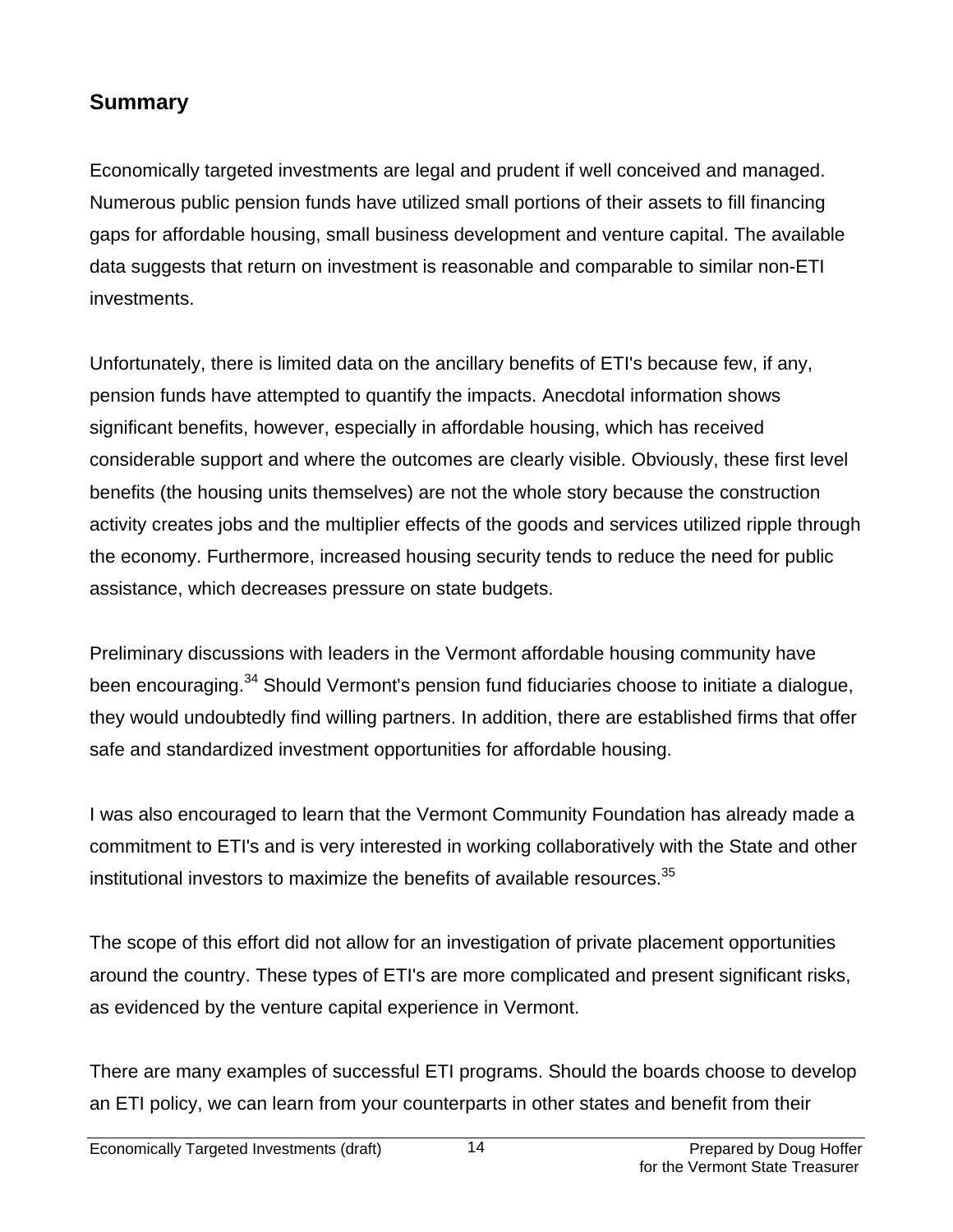## Summary

Economically targeted investments are legal and prudent if well conceived and managed. Numerous public pension funds have utilized small portions of their assets to fill financing gaps for affordable housing, small business development and venture capital. The available data suggests that return on investment is reasonable and comparable to similar non-ETI investments.

Unfortunately, there is limited data on the ancillary benefits of ETI's because few, if any, pension funds have attempted to quantify the impacts. Anecdotal information shows significant benefits, however, especially in affordable housing, which has received considerable support and where the outcomes are clearly visible. Obviously, these first level benefits (the housing units themselves) are not the whole story because the construction activity creates jobs and the multiplier effects of the goods and services utilized ripple through the economy. Furthermore, increased housing security tends to reduce the need for public assistance, which decreases pressure on state budgets.

Preliminary discussions with leaders in the Vermont affordable housing community have been encouraging.[34] Should Vermont's pension fund fiduciaries choose to initiate a dialogue, they would undoubtedly find willing partners. In addition, there are established firms that offer safe and standardized investment opportunities for affordable housing.

I was also encouraged to learn that the Vermont Community Foundation has already made a commitment to ETI's and is very interested in working collaboratively with the State and other institutional investors to maximize the benefits of available resources.[35]

The scope of this effort did not allow for an investigation of private placement opportunities around the country. These types of ETI's are more complicated and present significant risks, as evidenced by the venture capital experience in Vermont.

There are many examples of successful ETI programs. Should the boards choose to develop an ETI policy, we can learn from your counterparts in other states and benefit from their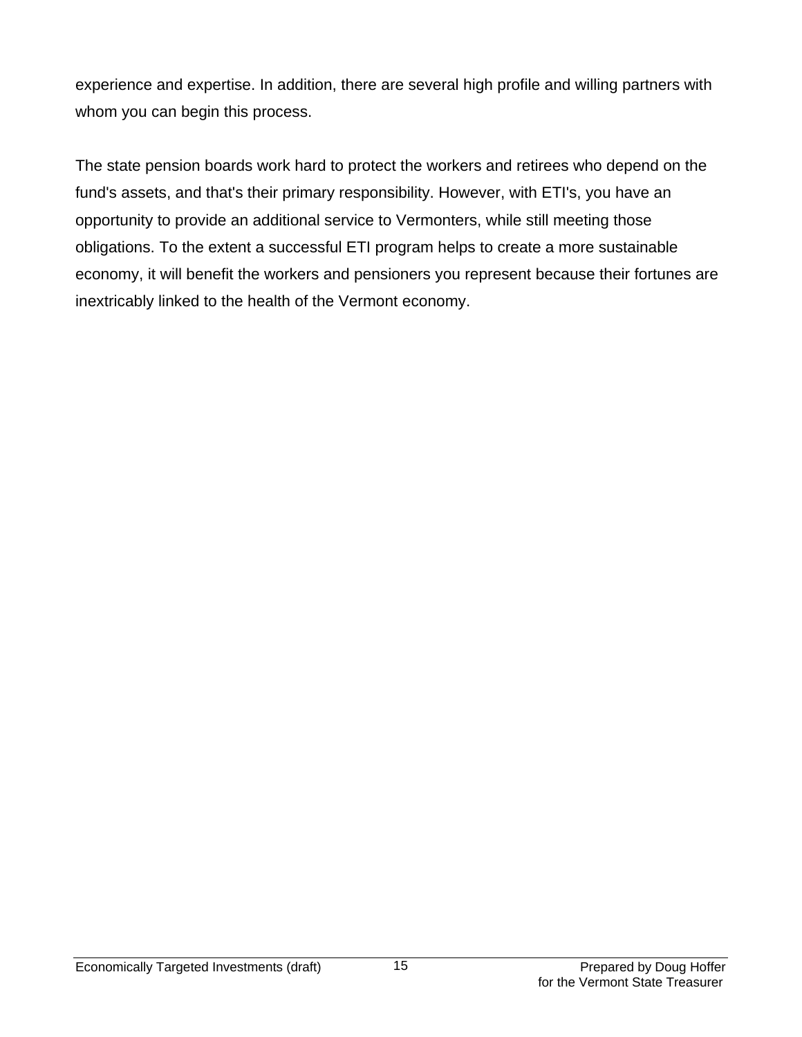experience and expertise. In addition, there are several high profile and willing partners with whom you can begin this process.

The state pension boards work hard to protect the workers and retirees who depend on the fund's assets, and that's their primary responsibility. However, with ETI's, you have an opportunity to provide an additional service to Vermonters, while still meeting those obligations. To the extent a successful ETI program helps to create a more sustainable economy, it will benefit the workers and pensioners you represent because their fortunes are inextricably linked to the health of the Vermont economy.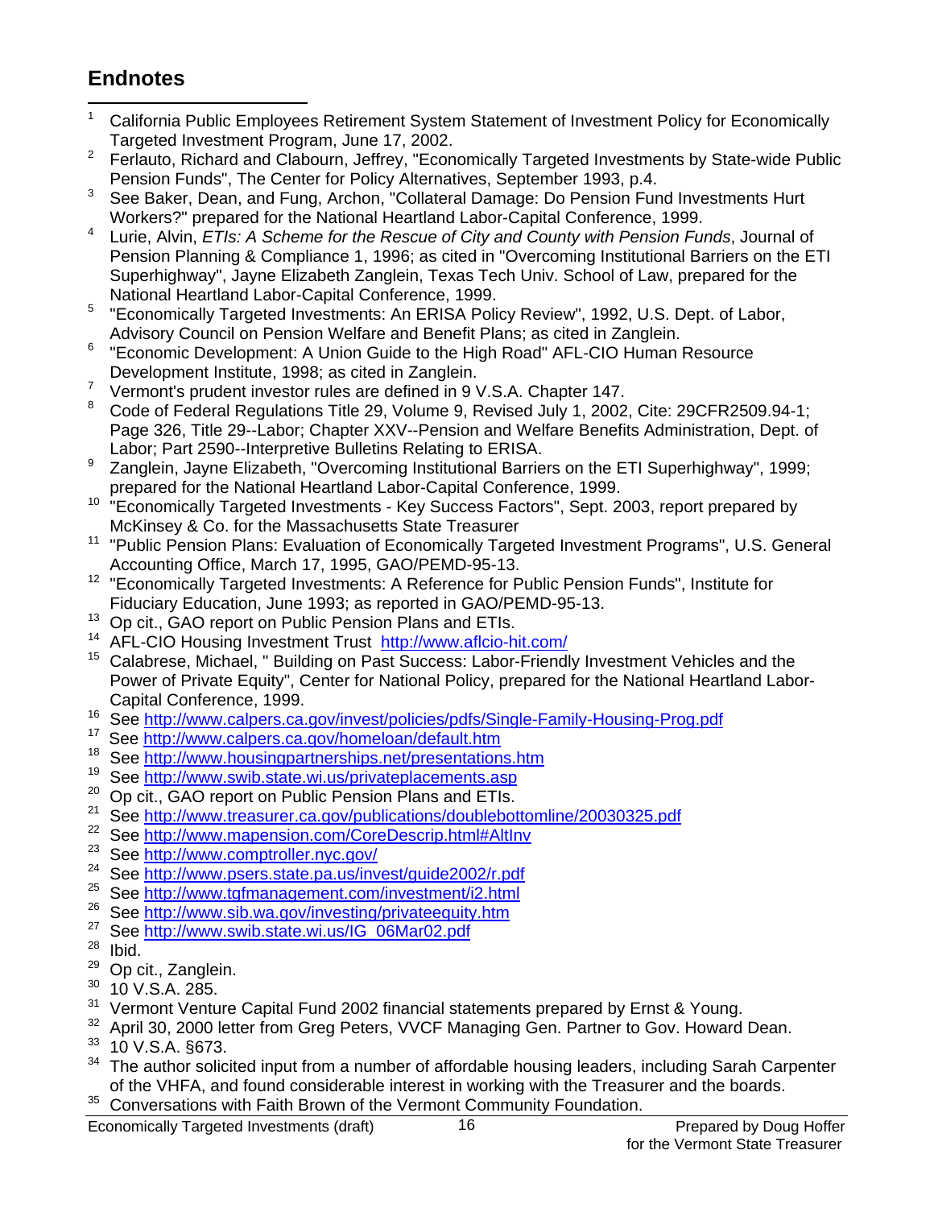## Endnotes

1. California Public Employees Retirement System Statement of Investment Policy for Economically Targeted Investment Program, June 17, 2002.
2. Ferlauto, Richard and Clabourn, Jeffrey, "Economically Targeted Investments by State-wide Public Pension Funds", The Center for Policy Alternatives, September 1993, p.4.
3. See Baker, Dean, and Fung, Archon, "Collateral Damage: Do Pension Fund Investments Hurt Workers?" prepared for the National Heartland Labor-Capital Conference, 1999.
4. Lurie, Alvin, *ETIs: A Scheme for the Rescue of City and County with Pension Funds*, Journal of Pension Planning & Compliance 1, 1996; as cited in "Overcoming Institutional Barriers on the ETI Superhighway", Jayne Elizabeth Zanglein, Texas Tech Univ. School of Law, prepared for the National Heartland Labor-Capital Conference, 1999.
5. "Economically Targeted Investments: An ERISA Policy Review", 1992, U.S. Dept. of Labor, Advisory Council on Pension Welfare and Benefit Plans; as cited in Zanglein.
6. "Economic Development: A Union Guide to the High Road" AFL-CIO Human Resource Development Institute, 1998; as cited in Zanglein.
7. Vermont's prudent investor rules are defined in 9 V.S.A. Chapter 147.
8. Code of Federal Regulations Title 29, Volume 9, Revised July 1, 2002, Cite: 29CFR2509.94-1; Page 326, Title 29--Labor; Chapter XXV--Pension and Welfare Benefits Administration, Dept. of Labor; Part 2590--Interpretive Bulletins Relating to ERISA.
9. Zanglein, Jayne Elizabeth, "Overcoming Institutional Barriers on the ETI Superhighway", 1999; prepared for the National Heartland Labor-Capital Conference, 1999.
10. "Economically Targeted Investments - Key Success Factors", Sept. 2003, report prepared by McKinsey & Co. for the Massachusetts State Treasurer
11. "Public Pension Plans: Evaluation of Economically Targeted Investment Programs", U.S. General Accounting Office, March 17, 1995, GAO/PEMD-95-13.
12. "Economically Targeted Investments: A Reference for Public Pension Funds", Institute for Fiduciary Education, June 1993; as reported in GAO/PEMD-95-13.
13. Op cit., GAO report on Public Pension Plans and ETIs.
14. AFL-CIO Housing Investment Trust http://www.aflcio-hit.com/
15. Calabrese, Michael, " Building on Past Success: Labor-Friendly Investment Vehicles and the Power of Private Equity", Center for National Policy, prepared for the National Heartland Labor-Capital Conference, 1999.
16. See http://www.calpers.ca.gov/invest/policies/pdfs/Single-Family-Housing-Prog.pdf
17. See http://www.calpers.ca.gov/homeloan/default.htm
18. See http://www.housingpartnerships.net/presentations.htm
19. See http://www.swib.state.wi.us/privateplacements.asp
20. Op cit., GAO report on Public Pension Plans and ETIs.
21. See http://www.treasurer.ca.gov/publications/doublebottomline/20030325.pdf
22. See http://www.mapension.com/CoreDescrip.html#AltInv
23. See http://www.comptroller.nyc.gov/
24. See http://www.psers.state.pa.us/invest/guide2002/r.pdf
25. See http://www.tgfmanagement.com/investment/i2.html
26. See http://www.sib.wa.gov/investing/privateequity.htm
27. See http://www.swib.state.wi.us/IG_06Mar02.pdf
28. Ibid.
29. Op cit., Zanglein.
30. 10 V.S.A. 285.
31. Vermont Venture Capital Fund 2002 financial statements prepared by Ernst & Young.
32. April 30, 2000 letter from Greg Peters, VVCF Managing Gen. Partner to Gov. Howard Dean.
33. 10 V.S.A. §673.
34. The author solicited input from a number of affordable housing leaders, including Sarah Carpenter of the VHFA, and found considerable interest in working with the Treasurer and the boards.
35. Conversations with Faith Brown of the Vermont Community Foundation.